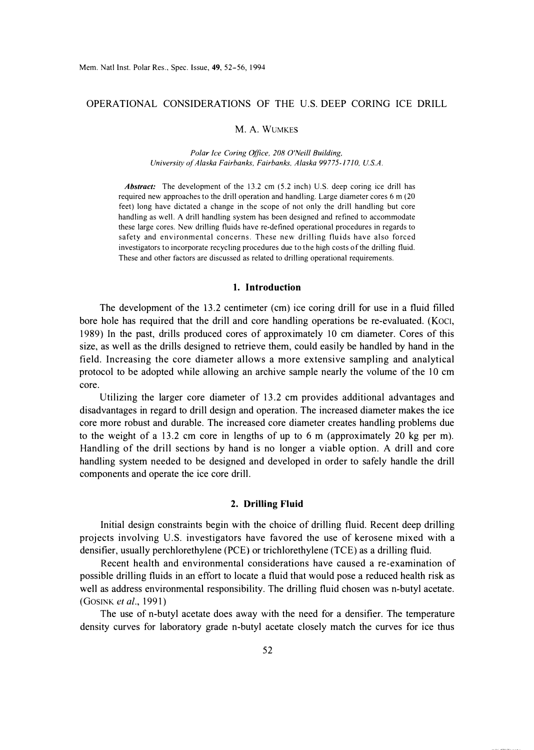# OPERATIONAL CONSIDERATIONS OF THE U.S. DEEP CORING ICE DRILL

M. A. WUMKES

*Polar Ice Coring Office, 208 O'Neill Building, University of Alaska Fairbanks, Fairbanks, Alaska 99775-1710, U.S.A.*

***Abstract:*** The development of the 13.2 cm (5.2 inch) U.S. deep coring ice drill has required new approaches to the drill operation and handling. Large diameter cores 6 m (20 feet) long have dictated a change in the scope of not only the drill handling but core handling as well. A drill handling system has been designed and refined to accommodate these large cores. New drilling fluids have re-defined operational procedures in regards to safety and environmental concerns. These new drilling fluids have also forced investigators to incorporate recycling procedures due to the high costs of the drilling fluid. These and other factors are discussed as related to drilling operational requirements.

## 1. Introduction

The development of the 13.2 centimeter (cm) ice coring drill for use in a fluid filled bore hole has required that the drill and core handling operations be re-evaluated. (KOCI, 1989) In the past, drills produced cores of approximately 10 cm diameter. Cores of this size, as well as the drills designed to retrieve them, could easily be handled by hand in the field. Increasing the core diameter allows a more extensive sampling and analytical protocol to be adopted while allowing an archive sample nearly the volume of the 10 cm core.

Utilizing the larger core diameter of 13.2 cm provides additional advantages and disadvantages in regard to drill design and operation. The increased diameter makes the ice core more robust and durable. The increased core diameter creates handling problems due to the weight of a 13.2 cm core in lengths of up to 6 m (approximately 20 kg per m). Handling of the drill sections by hand is no longer a viable option. A drill and core handling system needed to be designed and developed in order to safely handle the drill components and operate the ice core drill.

## 2. Drilling Fluid

Initial design constraints begin with the choice of drilling fluid. Recent deep drilling projects involving U.S. investigators have favored the use of kerosene mixed with a densifier, usually perchlorethylene (PCE) or trichlorethylene (TCE) as a drilling fluid.

Recent health and environmental considerations have caused a re-examination of possible drilling fluids in an effort to locate a fluid that would pose a reduced health risk as well as address environmental responsibility. The drilling fluid chosen was n-butyl acetate. (GOSINK *et al.*, 1991)

The use of n-butyl acetate does away with the need for a densifier. The temperature density curves for laboratory grade n-butyl acetate closely match the curves for ice thus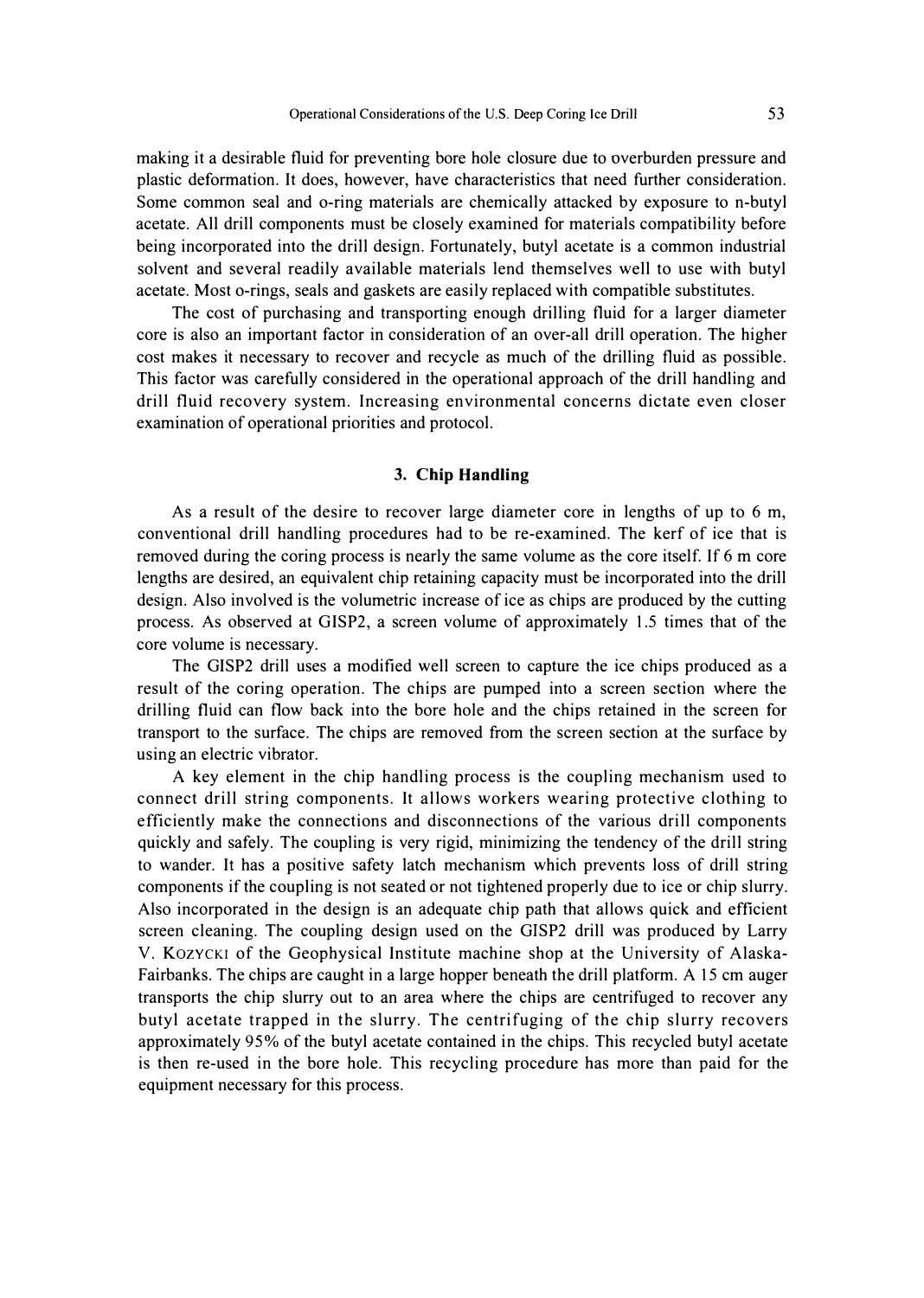making it a desirable fluid for preventing bore hole closure due to overburden pressure and plastic deformation. It does, however, have characteristics that need further consideration. Some common seal and o-ring materials are chemically attacked by exposure to n-butyl acetate. All drill components must be closely examined for materials compatibility before being incorporated into the drill design. Fortunately, butyl acetate is a common industrial solvent and several readily available materials lend themselves well to use with butyl acetate. Most o-rings, seals and gaskets are easily replaced with compatible substitutes.

The cost of purchasing and transporting enough drilling fluid for a larger diameter core is also an important factor in consideration of an over-all drill operation. The higher cost makes it necessary to recover and recycle as much of the drilling fluid as possible. This factor was carefully considered in the operational approach of the drill handling and drill fluid recovery system. Increasing environmental concerns dictate even closer examination of operational priorities and protocol.

## 3. Chip Handling

As a result of the desire to recover large diameter core in lengths of up to 6 m, conventional drill handling procedures had to be re-examined. The kerf of ice that is removed during the coring process is nearly the same volume as the core itself. If 6 m core lengths are desired, an equivalent chip retaining capacity must be incorporated into the drill design. Also involved is the volumetric increase of ice as chips are produced by the cutting process. As observed at GISP2, a screen volume of approximately 1.5 times that of the core volume is necessary.

The GISP2 drill uses a modified well screen to capture the ice chips produced as a result of the coring operation. The chips are pumped into a screen section where the drilling fluid can flow back into the bore hole and the chips retained in the screen for transport to the surface. The chips are removed from the screen section at the surface by using an electric vibrator.

A key element in the chip handling process is the coupling mechanism used to connect drill string components. It allows workers wearing protective clothing to efficiently make the connections and disconnections of the various drill components quickly and safely. The coupling is very rigid, minimizing the tendency of the drill string to wander. It has a positive safety latch mechanism which prevents loss of drill string components if the coupling is not seated or not tightened properly due to ice or chip slurry. Also incorporated in the design is an adequate chip path that allows quick and efficient screen cleaning. The coupling design used on the GISP2 drill was produced by Larry V. Kozycki of the Geophysical Institute machine shop at the University of Alaska-Fairbanks. The chips are caught in a large hopper beneath the drill platform. A 15 cm auger transports the chip slurry out to an area where the chips are centrifuged to recover any butyl acetate trapped in the slurry. The centrifuging of the chip slurry recovers approximately 95% of the butyl acetate contained in the chips. This recycled butyl acetate is then re-used in the bore hole. This recycling procedure has more than paid for the equipment necessary for this process.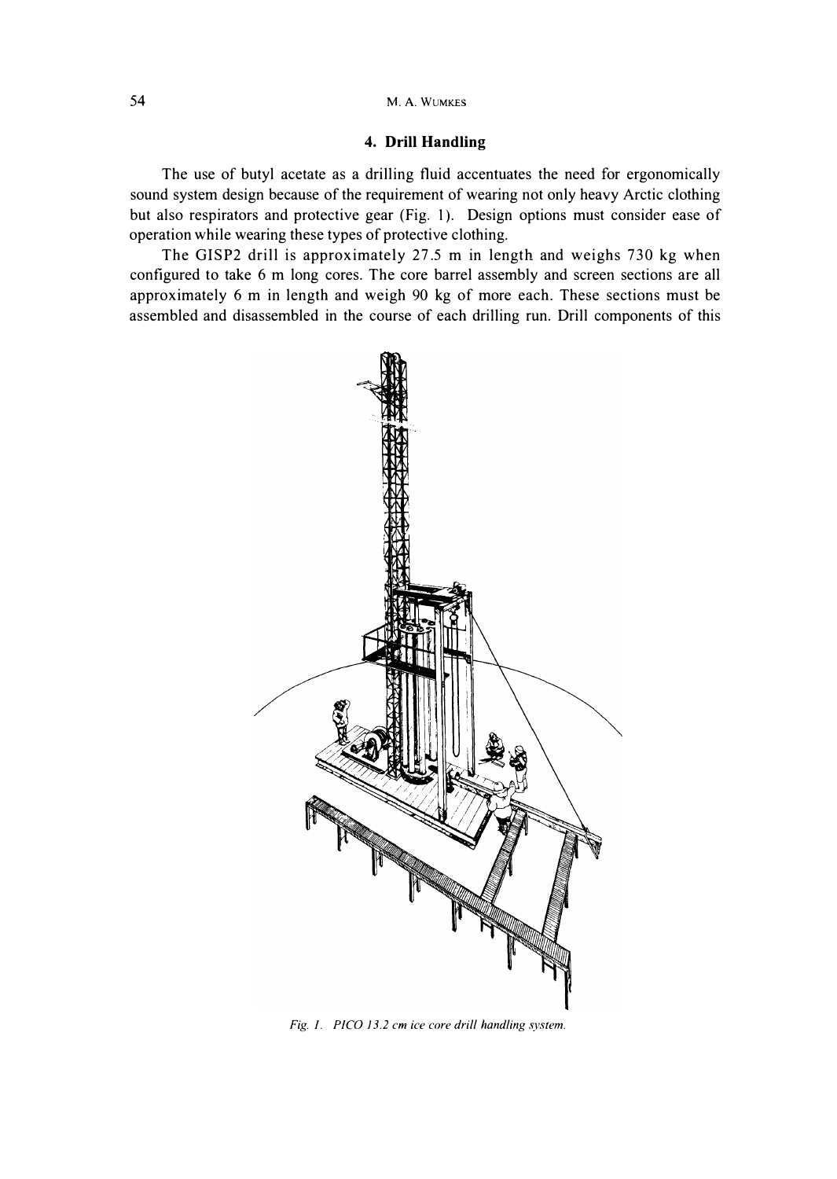## 4. Drill Handling

The use of butyl acetate as a drilling fluid accentuates the need for ergonomically sound system design because of the requirement of wearing not only heavy Arctic clothing but also respirators and protective gear (Fig. 1). Design options must consider ease of operation while wearing these types of protective clothing.

The GISP2 drill is approximately 27.5 m in length and weighs 730 kg when configured to take 6 m long cores. The core barrel assembly and screen sections are all approximately 6 m in length and weigh 90 kg of more each. These sections must be assembled and disassembled in the course of each drilling run. Drill components of this

*Fig. 1. PICO 13.2 cm ice core drill handling system.*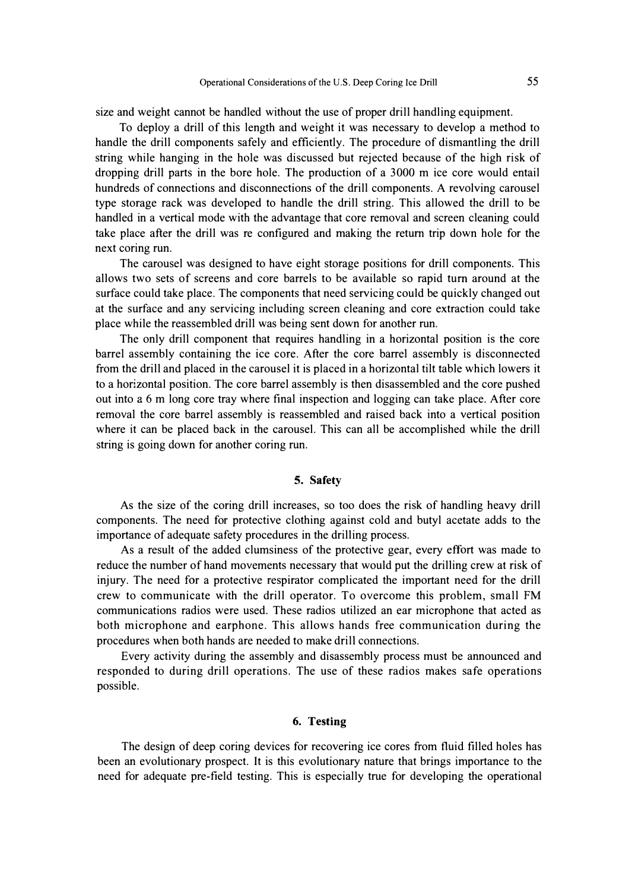size and weight cannot be handled without the use of proper drill handling equipment.

To deploy a drill of this length and weight it was necessary to develop a method to handle the drill components safely and efficiently. The procedure of dismantling the drill string while hanging in the hole was discussed but rejected because of the high risk of dropping drill parts in the bore hole. The production of a 3000 m ice core would entail hundreds of connections and disconnections of the drill components. A revolving carousel type storage rack was developed to handle the drill string. This allowed the drill to be handled in a vertical mode with the advantage that core removal and screen cleaning could take place after the drill was re configured and making the return trip down hole for the next coring run.

The carousel was designed to have eight storage positions for drill components. This allows two sets of screens and core barrels to be available so rapid turn around at the surface could take place. The components that need servicing could be quickly changed out at the surface and any servicing including screen cleaning and core extraction could take place while the reassembled drill was being sent down for another run.

The only drill component that requires handling in a horizontal position is the core barrel assembly containing the ice core. After the core barrel assembly is disconnected from the drill and placed in the carousel it is placed in a horizontal tilt table which lowers it to a horizontal position. The core barrel assembly is then disassembled and the core pushed out into a 6 m long core tray where final inspection and logging can take place. After core removal the core barrel assembly is reassembled and raised back into a vertical position where it can be placed back in the carousel. This can all be accomplished while the drill string is going down for another coring run.

## 5. Safety

As the size of the coring drill increases, so too does the risk of handling heavy drill components. The need for protective clothing against cold and butyl acetate adds to the importance of adequate safety procedures in the drilling process.

As a result of the added clumsiness of the protective gear, every effort was made to reduce the number of hand movements necessary that would put the drilling crew at risk of injury. The need for a protective respirator complicated the important need for the drill crew to communicate with the drill operator. To overcome this problem, small FM communications radios were used. These radios utilized an ear microphone that acted as both microphone and earphone. This allows hands free communication during the procedures when both hands are needed to make drill connections.

Every activity during the assembly and disassembly process must be announced and responded to during drill operations. The use of these radios makes safe operations possible.

## 6. Testing

The design of deep coring devices for recovering ice cores from fluid filled holes has been an evolutionary prospect. It is this evolutionary nature that brings importance to the need for adequate pre-field testing. This is especially true for developing the operational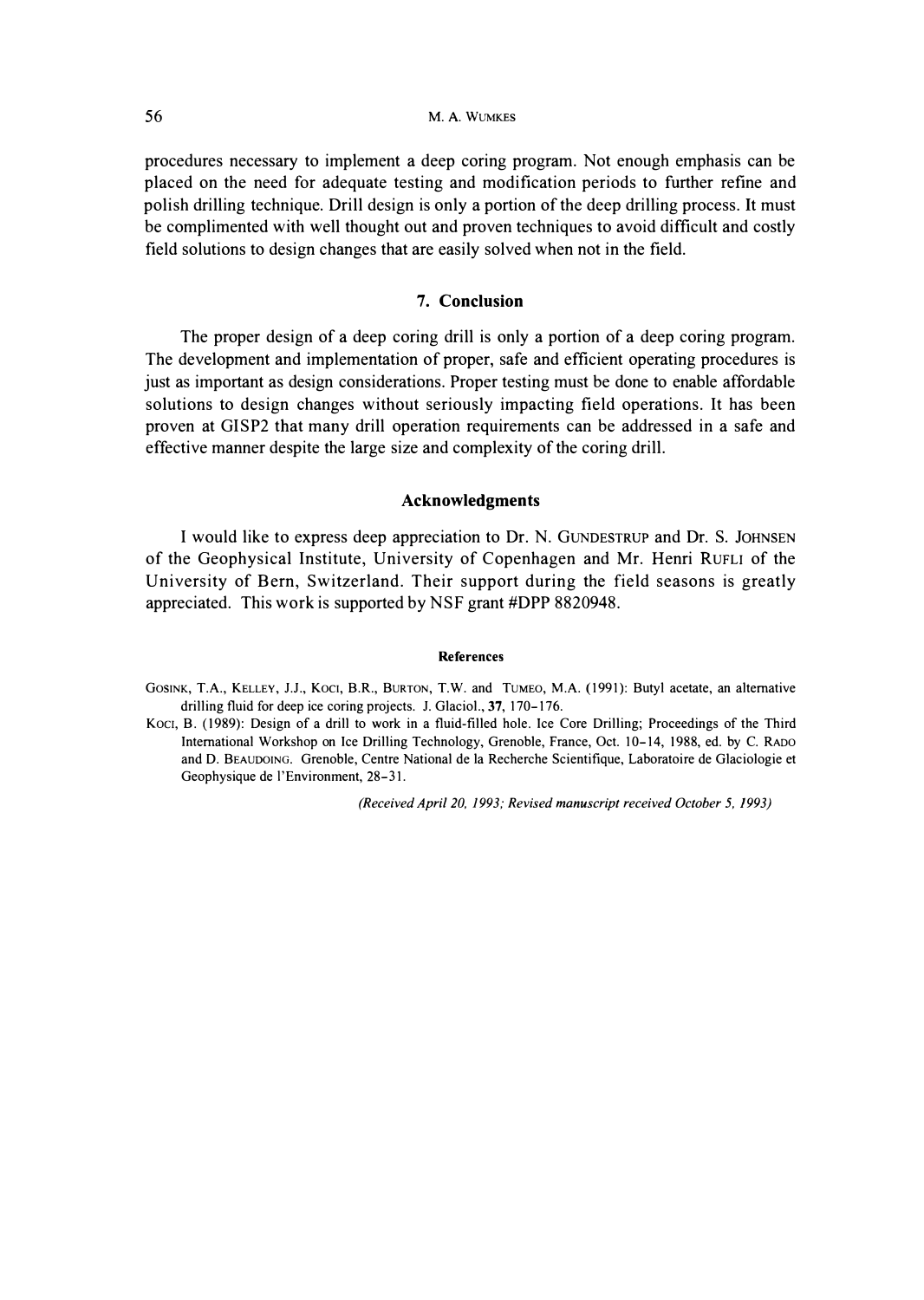procedures necessary to implement a deep coring program. Not enough emphasis can be placed on the need for adequate testing and modification periods to further refine and polish drilling technique. Drill design is only a portion of the deep drilling process. It must be complimented with well thought out and proven techniques to avoid difficult and costly field solutions to design changes that are easily solved when not in the field.

## 7. Conclusion

The proper design of a deep coring drill is only a portion of a deep coring program. The development and implementation of proper, safe and efficient operating procedures is just as important as design considerations. Proper testing must be done to enable affordable solutions to design changes without seriously impacting field operations. It has been proven at GISP2 that many drill operation requirements can be addressed in a safe and effective manner despite the large size and complexity of the coring drill.

## Acknowledgments

I would like to express deep appreciation to Dr. N. GUNDESTRUP and Dr. S. JOHNSEN of the Geophysical Institute, University of Copenhagen and Mr. Henri RUFLI of the University of Bern, Switzerland. Their support during the field seasons is greatly appreciated. This work is supported by NSF grant #DPP 8820948.

### References

GOSINK, T.A., KELLEY, J.J., KOCI, B.R., BURTON, T.W. and TUMEO, M.A. (1991): Butyl acetate, an alternative drilling fluid for deep ice coring projects. J. Glaciol., **37**, 170–176.

KOCI, B. (1989): Design of a drill to work in a fluid-filled hole. Ice Core Drilling; Proceedings of the Third International Workshop on Ice Drilling Technology, Grenoble, France, Oct. 10–14, 1988, ed. by C. RADO and D. BEAUDOING. Grenoble, Centre National de la Recherche Scientifique, Laboratoire de Glaciologie et Geophysique de l'Environment, 28–31.

*(Received April 20, 1993; Revised manuscript received October 5, 1993)*